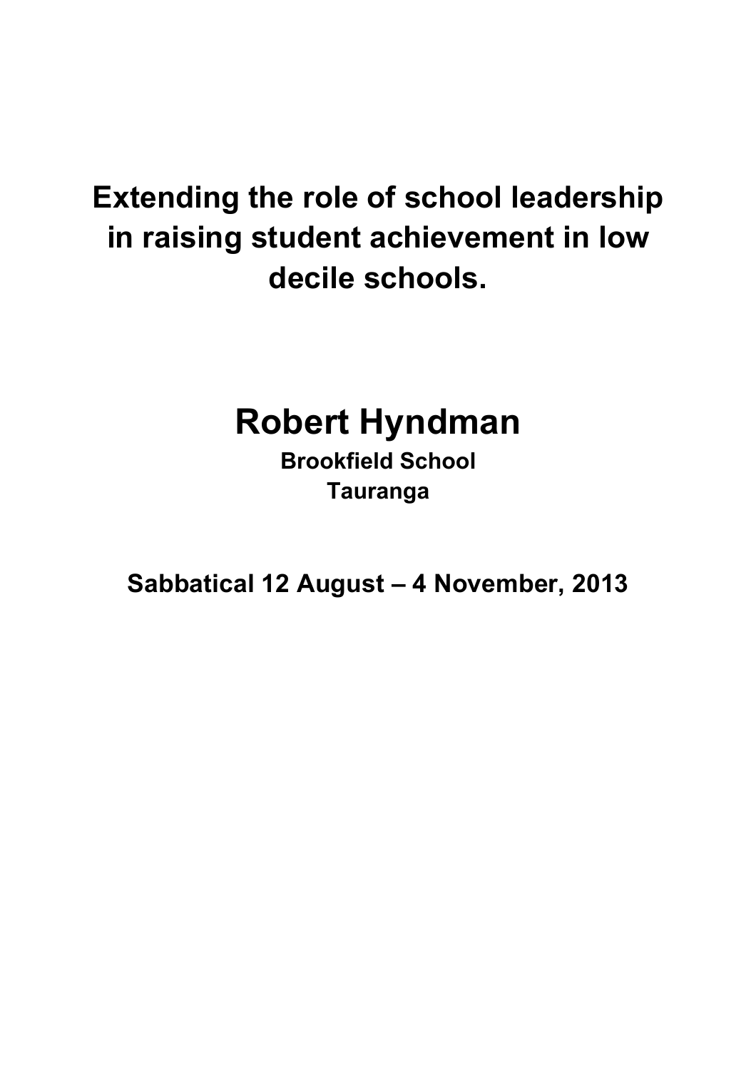# Extending the role of school leadership in raising student achievement in low decile schools.

# Robert Hyndman

**Brookfield School**
**Tauranga**

**Sabbatical 12 August – 4 November, 2013**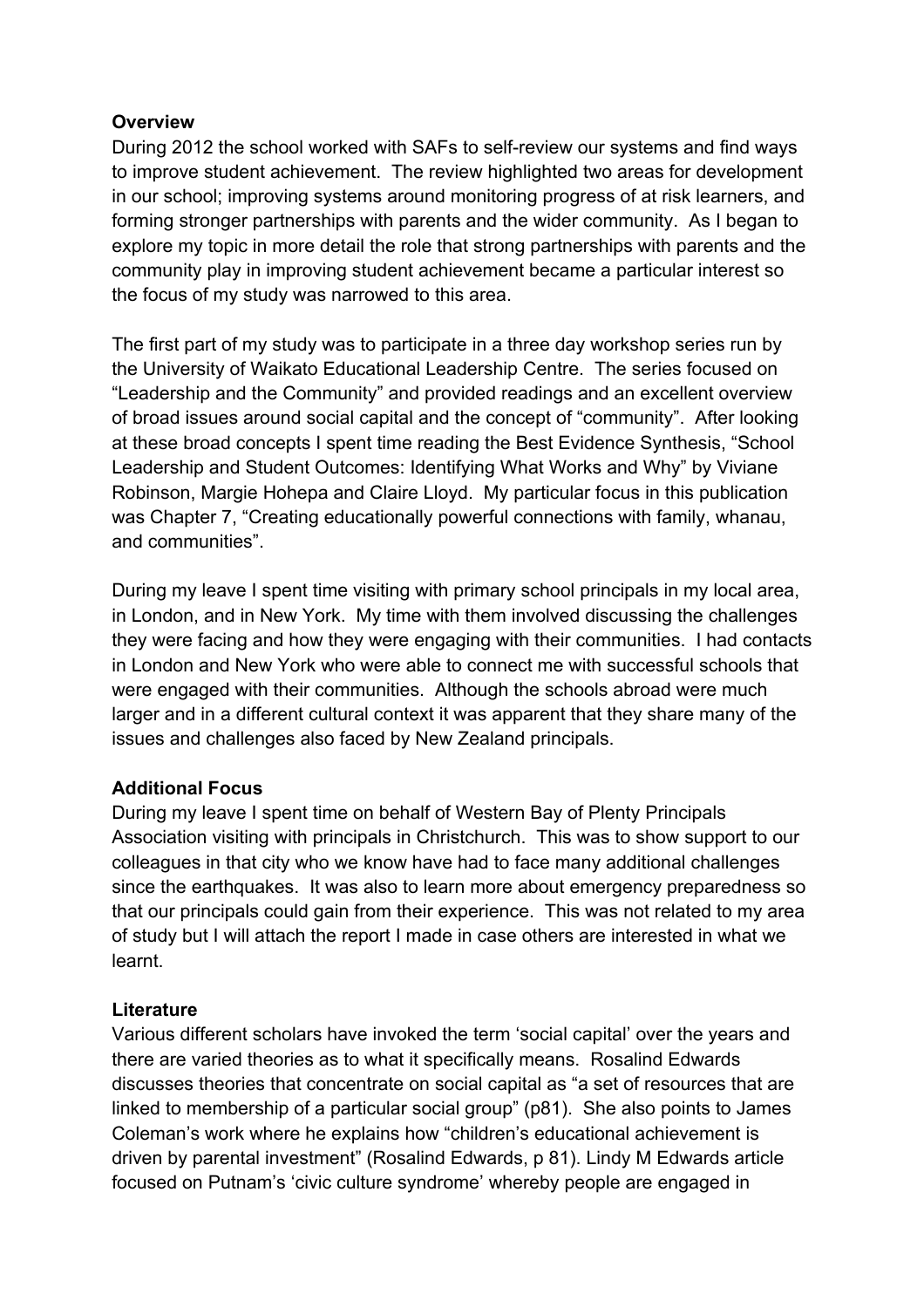**Overview**

During 2012 the school worked with SAFs to self-review our systems and find ways to improve student achievement. The review highlighted two areas for development in our school; improving systems around monitoring progress of at risk learners, and forming stronger partnerships with parents and the wider community. As I began to explore my topic in more detail the role that strong partnerships with parents and the community play in improving student achievement became a particular interest so the focus of my study was narrowed to this area.

The first part of my study was to participate in a three day workshop series run by the University of Waikato Educational Leadership Centre. The series focused on "Leadership and the Community" and provided readings and an excellent overview of broad issues around social capital and the concept of "community". After looking at these broad concepts I spent time reading the Best Evidence Synthesis, "School Leadership and Student Outcomes: Identifying What Works and Why" by Viviane Robinson, Margie Hohepa and Claire Lloyd. My particular focus in this publication was Chapter 7, "Creating educationally powerful connections with family, whanau, and communities".

During my leave I spent time visiting with primary school principals in my local area, in London, and in New York. My time with them involved discussing the challenges they were facing and how they were engaging with their communities. I had contacts in London and New York who were able to connect me with successful schools that were engaged with their communities. Although the schools abroad were much larger and in a different cultural context it was apparent that they share many of the issues and challenges also faced by New Zealand principals.

**Additional Focus**

During my leave I spent time on behalf of Western Bay of Plenty Principals Association visiting with principals in Christchurch. This was to show support to our colleagues in that city who we know have had to face many additional challenges since the earthquakes. It was also to learn more about emergency preparedness so that our principals could gain from their experience. This was not related to my area of study but I will attach the report I made in case others are interested in what we learnt.

**Literature**

Various different scholars have invoked the term 'social capital' over the years and there are varied theories as to what it specifically means. Rosalind Edwards discusses theories that concentrate on social capital as "a set of resources that are linked to membership of a particular social group" (p81). She also points to James Coleman's work where he explains how "children's educational achievement is driven by parental investment" (Rosalind Edwards, p 81). Lindy M Edwards article focused on Putnam's 'civic culture syndrome' whereby people are engaged in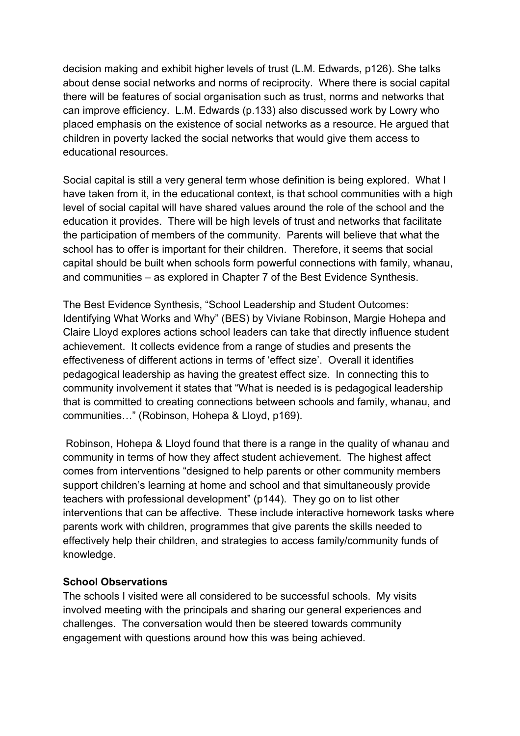decision making and exhibit higher levels of trust (L.M. Edwards, p126). She talks about dense social networks and norms of reciprocity. Where there is social capital there will be features of social organisation such as trust, norms and networks that can improve efficiency. L.M. Edwards (p.133) also discussed work by Lowry who placed emphasis on the existence of social networks as a resource. He argued that children in poverty lacked the social networks that would give them access to educational resources.

Social capital is still a very general term whose definition is being explored. What I have taken from it, in the educational context, is that school communities with a high level of social capital will have shared values around the role of the school and the education it provides. There will be high levels of trust and networks that facilitate the participation of members of the community. Parents will believe that what the school has to offer is important for their children. Therefore, it seems that social capital should be built when schools form powerful connections with family, whanau, and communities – as explored in Chapter 7 of the Best Evidence Synthesis.

The Best Evidence Synthesis, "School Leadership and Student Outcomes: Identifying What Works and Why" (BES) by Viviane Robinson, Margie Hohepa and Claire Lloyd explores actions school leaders can take that directly influence student achievement. It collects evidence from a range of studies and presents the effectiveness of different actions in terms of 'effect size'. Overall it identifies pedagogical leadership as having the greatest effect size. In connecting this to community involvement it states that "What is needed is is pedagogical leadership that is committed to creating connections between schools and family, whanau, and communities…" (Robinson, Hohepa & Lloyd, p169).

Robinson, Hohepa & Lloyd found that there is a range in the quality of whanau and community in terms of how they affect student achievement. The highest affect comes from interventions "designed to help parents or other community members support children's learning at home and school and that simultaneously provide teachers with professional development" (p144). They go on to list other interventions that can be affective. These include interactive homework tasks where parents work with children, programmes that give parents the skills needed to effectively help their children, and strategies to access family/community funds of knowledge.

**School Observations**

The schools I visited were all considered to be successful schools. My visits involved meeting with the principals and sharing our general experiences and challenges. The conversation would then be steered towards community engagement with questions around how this was being achieved.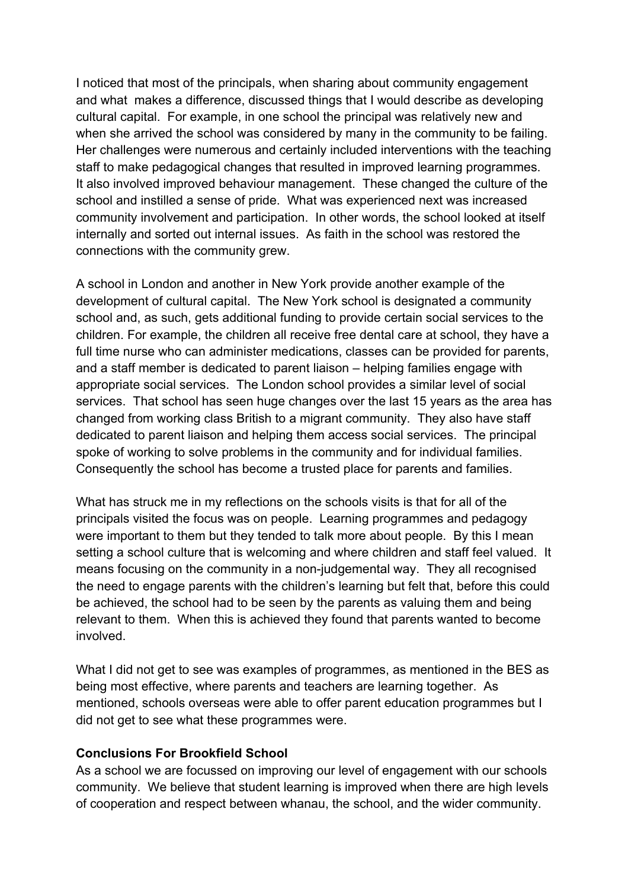I noticed that most of the principals, when sharing about community engagement and what makes a difference, discussed things that I would describe as developing cultural capital. For example, in one school the principal was relatively new and when she arrived the school was considered by many in the community to be failing. Her challenges were numerous and certainly included interventions with the teaching staff to make pedagogical changes that resulted in improved learning programmes. It also involved improved behaviour management. These changed the culture of the school and instilled a sense of pride. What was experienced next was increased community involvement and participation. In other words, the school looked at itself internally and sorted out internal issues. As faith in the school was restored the connections with the community grew.

A school in London and another in New York provide another example of the development of cultural capital. The New York school is designated a community school and, as such, gets additional funding to provide certain social services to the children. For example, the children all receive free dental care at school, they have a full time nurse who can administer medications, classes can be provided for parents, and a staff member is dedicated to parent liaison – helping families engage with appropriate social services. The London school provides a similar level of social services. That school has seen huge changes over the last 15 years as the area has changed from working class British to a migrant community. They also have staff dedicated to parent liaison and helping them access social services. The principal spoke of working to solve problems in the community and for individual families. Consequently the school has become a trusted place for parents and families.

What has struck me in my reflections on the schools visits is that for all of the principals visited the focus was on people. Learning programmes and pedagogy were important to them but they tended to talk more about people. By this I mean setting a school culture that is welcoming and where children and staff feel valued. It means focusing on the community in a non-judgemental way. They all recognised the need to engage parents with the children's learning but felt that, before this could be achieved, the school had to be seen by the parents as valuing them and being relevant to them. When this is achieved they found that parents wanted to become involved.

What I did not get to see was examples of programmes, as mentioned in the BES as being most effective, where parents and teachers are learning together. As mentioned, schools overseas were able to offer parent education programmes but I did not get to see what these programmes were.

**Conclusions For Brookfield School**

As a school we are focussed on improving our level of engagement with our schools community. We believe that student learning is improved when there are high levels of cooperation and respect between whanau, the school, and the wider community.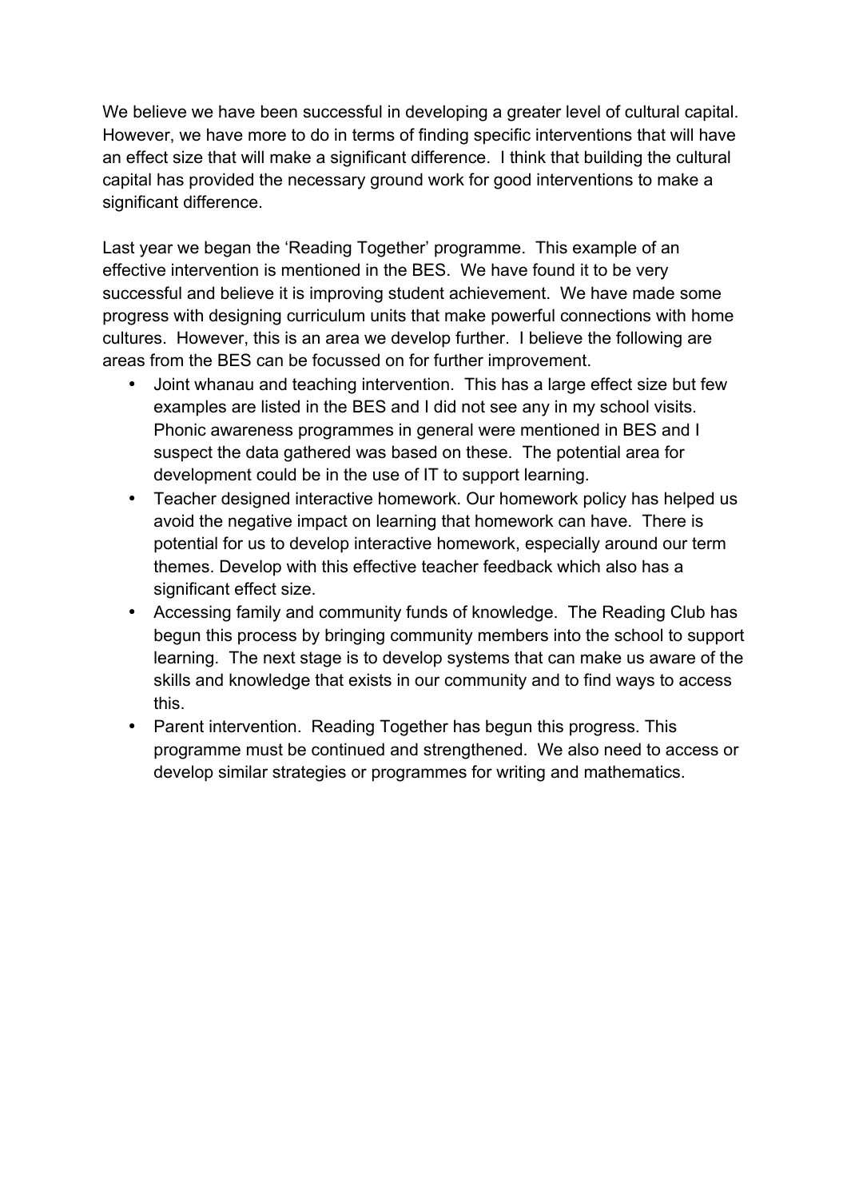We believe we have been successful in developing a greater level of cultural capital. However, we have more to do in terms of finding specific interventions that will have an effect size that will make a significant difference. I think that building the cultural capital has provided the necessary ground work for good interventions to make a significant difference.

Last year we began the 'Reading Together' programme. This example of an effective intervention is mentioned in the BES. We have found it to be very successful and believe it is improving student achievement. We have made some progress with designing curriculum units that make powerful connections with home cultures. However, this is an area we develop further. I believe the following are areas from the BES can be focussed on for further improvement.

- Joint whanau and teaching intervention. This has a large effect size but few examples are listed in the BES and I did not see any in my school visits. Phonic awareness programmes in general were mentioned in BES and I suspect the data gathered was based on these. The potential area for development could be in the use of IT to support learning.
- Teacher designed interactive homework. Our homework policy has helped us avoid the negative impact on learning that homework can have. There is potential for us to develop interactive homework, especially around our term themes. Develop with this effective teacher feedback which also has a significant effect size.
- Accessing family and community funds of knowledge. The Reading Club has begun this process by bringing community members into the school to support learning. The next stage is to develop systems that can make us aware of the skills and knowledge that exists in our community and to find ways to access this.
- Parent intervention. Reading Together has begun this progress. This programme must be continued and strengthened. We also need to access or develop similar strategies or programmes for writing and mathematics.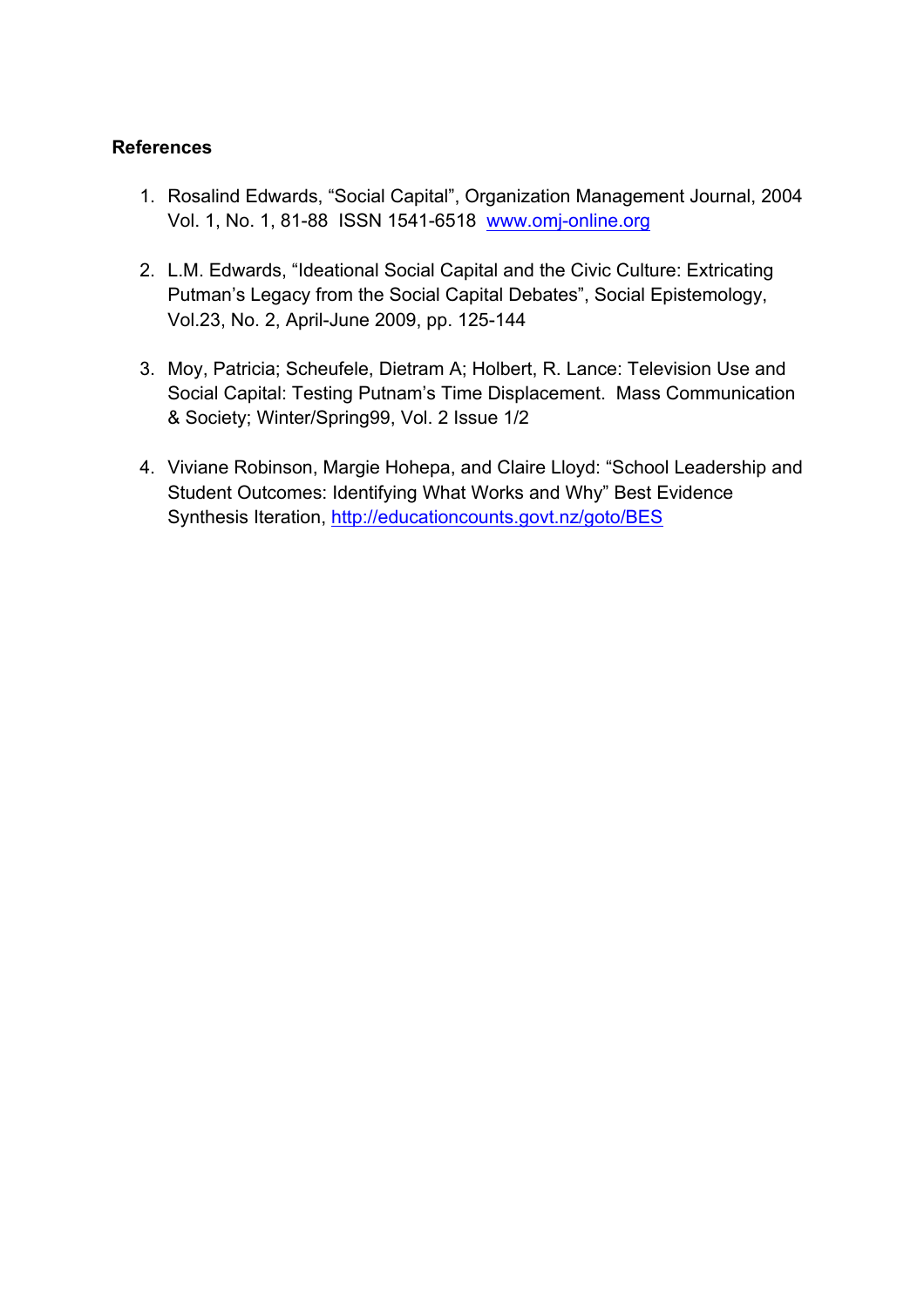**References**

1. Rosalind Edwards, "Social Capital", Organization Management Journal, 2004 Vol. 1, No. 1, 81-88 ISSN 1541-6518 www.omj-online.org

2. L.M. Edwards, "Ideational Social Capital and the Civic Culture: Extricating Putman's Legacy from the Social Capital Debates", Social Epistemology, Vol.23, No. 2, April-June 2009, pp. 125-144

3. Moy, Patricia; Scheufele, Dietram A; Holbert, R. Lance: Television Use and Social Capital: Testing Putnam's Time Displacement. Mass Communication & Society; Winter/Spring99, Vol. 2 Issue 1/2

4. Viviane Robinson, Margie Hohepa, and Claire Lloyd: "School Leadership and Student Outcomes: Identifying What Works and Why" Best Evidence Synthesis Iteration, http://educationcounts.govt.nz/goto/BES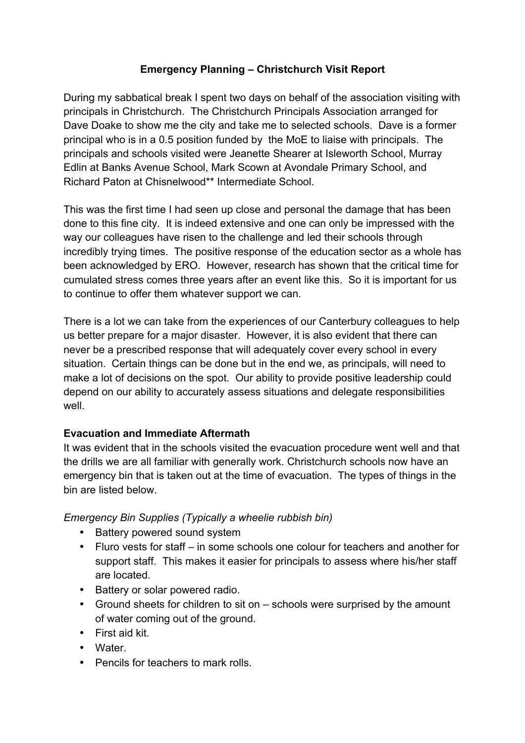## Emergency Planning – Christchurch Visit Report

During my sabbatical break I spent two days on behalf of the association visiting with principals in Christchurch. The Christchurch Principals Association arranged for Dave Doake to show me the city and take me to selected schools. Dave is a former principal who is in a 0.5 position funded by the MoE to liaise with principals. The principals and schools visited were Jeanette Shearer at Isleworth School, Murray Edlin at Banks Avenue School, Mark Scown at Avondale Primary School, and Richard Paton at Chisnelwood** Intermediate School.

This was the first time I had seen up close and personal the damage that has been done to this fine city. It is indeed extensive and one can only be impressed with the way our colleagues have risen to the challenge and led their schools through incredibly trying times. The positive response of the education sector as a whole has been acknowledged by ERO. However, research has shown that the critical time for cumulated stress comes three years after an event like this. So it is important for us to continue to offer them whatever support we can.

There is a lot we can take from the experiences of our Canterbury colleagues to help us better prepare for a major disaster. However, it is also evident that there can never be a prescribed response that will adequately cover every school in every situation. Certain things can be done but in the end we, as principals, will need to make a lot of decisions on the spot. Our ability to provide positive leadership could depend on our ability to accurately assess situations and delegate responsibilities well.

**Evacuation and Immediate Aftermath**

It was evident that in the schools visited the evacuation procedure went well and that the drills we are all familiar with generally work. Christchurch schools now have an emergency bin that is taken out at the time of evacuation. The types of things in the bin are listed below.

*Emergency Bin Supplies (Typically a wheelie rubbish bin)*

- Battery powered sound system
- Fluro vests for staff – in some schools one colour for teachers and another for support staff. This makes it easier for principals to assess where his/her staff are located.
- Battery or solar powered radio.
- Ground sheets for children to sit on – schools were surprised by the amount of water coming out of the ground.
- First aid kit.
- Water.
- Pencils for teachers to mark rolls.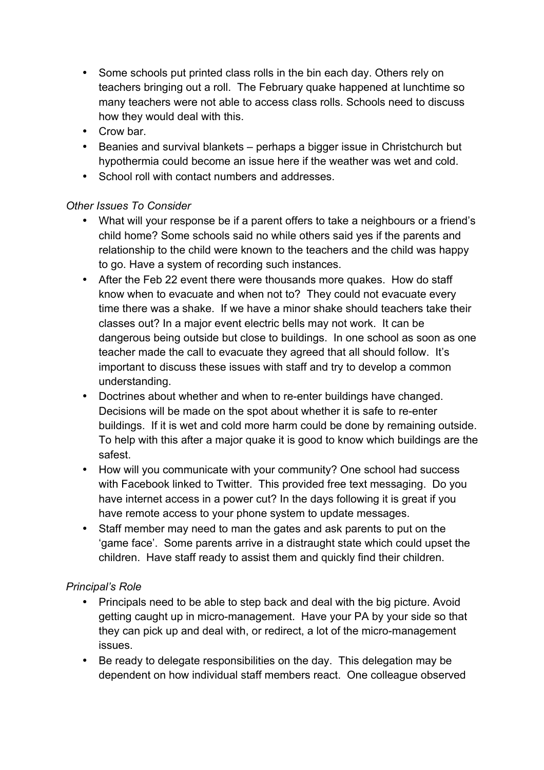- Some schools put printed class rolls in the bin each day. Others rely on teachers bringing out a roll. The February quake happened at lunchtime so many teachers were not able to access class rolls. Schools need to discuss how they would deal with this.
- Crow bar.
- Beanies and survival blankets – perhaps a bigger issue in Christchurch but hypothermia could become an issue here if the weather was wet and cold.
- School roll with contact numbers and addresses.

*Other Issues To Consider*

- What will your response be if a parent offers to take a neighbours or a friend's child home? Some schools said no while others said yes if the parents and relationship to the child were known to the teachers and the child was happy to go. Have a system of recording such instances.
- After the Feb 22 event there were thousands more quakes. How do staff know when to evacuate and when not to? They could not evacuate every time there was a shake. If we have a minor shake should teachers take their classes out? In a major event electric bells may not work. It can be dangerous being outside but close to buildings. In one school as soon as one teacher made the call to evacuate they agreed that all should follow. It's important to discuss these issues with staff and try to develop a common understanding.
- Doctrines about whether and when to re-enter buildings have changed. Decisions will be made on the spot about whether it is safe to re-enter buildings. If it is wet and cold more harm could be done by remaining outside. To help with this after a major quake it is good to know which buildings are the safest.
- How will you communicate with your community? One school had success with Facebook linked to Twitter. This provided free text messaging. Do you have internet access in a power cut? In the days following it is great if you have remote access to your phone system to update messages.
- Staff member may need to man the gates and ask parents to put on the 'game face'. Some parents arrive in a distraught state which could upset the children. Have staff ready to assist them and quickly find their children.

*Principal's Role*

- Principals need to be able to step back and deal with the big picture. Avoid getting caught up in micro-management. Have your PA by your side so that they can pick up and deal with, or redirect, a lot of the micro-management issues.
- Be ready to delegate responsibilities on the day. This delegation may be dependent on how individual staff members react. One colleague observed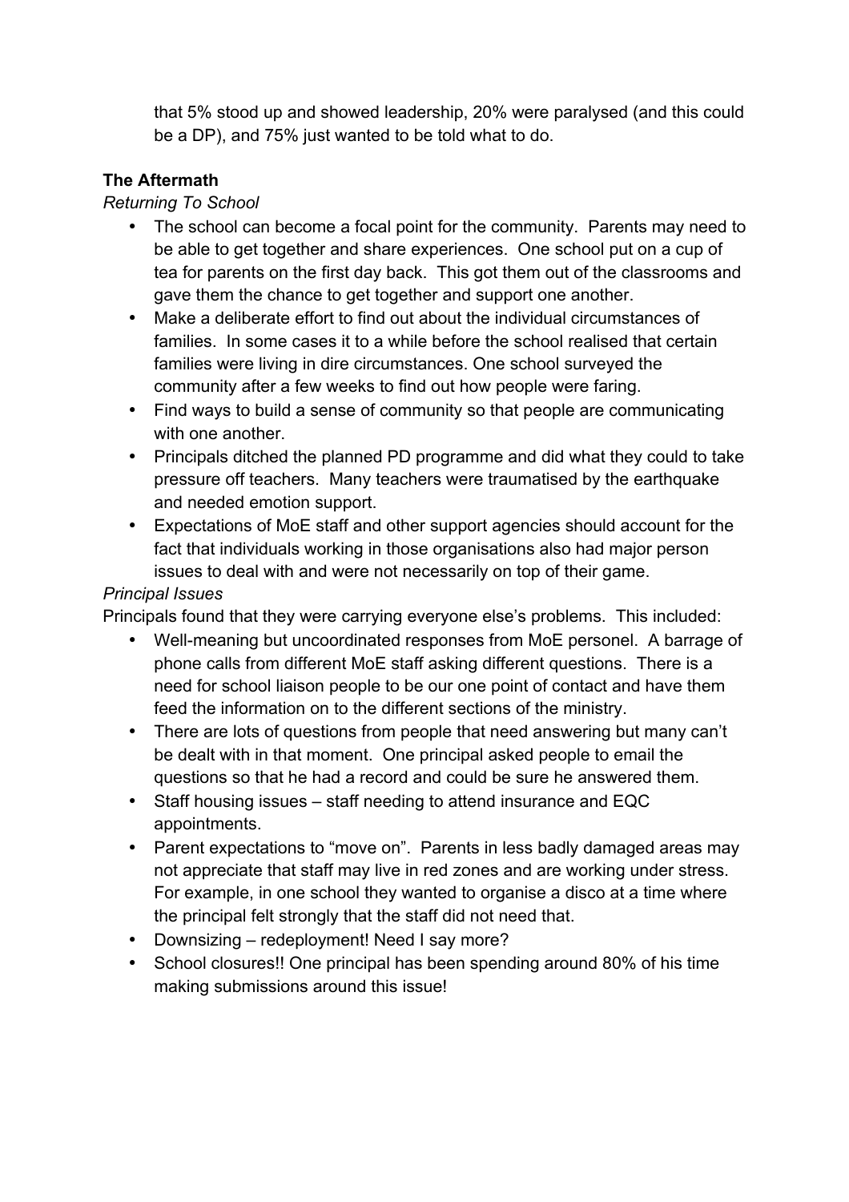that 5% stood up and showed leadership, 20% were paralysed (and this could be a DP), and 75% just wanted to be told what to do.

**The Aftermath**

*Returning To School*

- The school can become a focal point for the community. Parents may need to be able to get together and share experiences. One school put on a cup of tea for parents on the first day back. This got them out of the classrooms and gave them the chance to get together and support one another.
- Make a deliberate effort to find out about the individual circumstances of families. In some cases it to a while before the school realised that certain families were living in dire circumstances. One school surveyed the community after a few weeks to find out how people were faring.
- Find ways to build a sense of community so that people are communicating with one another.
- Principals ditched the planned PD programme and did what they could to take pressure off teachers. Many teachers were traumatised by the earthquake and needed emotion support.
- Expectations of MoE staff and other support agencies should account for the fact that individuals working in those organisations also had major person issues to deal with and were not necessarily on top of their game.

*Principal Issues*

Principals found that they were carrying everyone else's problems. This included:

- Well-meaning but uncoordinated responses from MoE personel. A barrage of phone calls from different MoE staff asking different questions. There is a need for school liaison people to be our one point of contact and have them feed the information on to the different sections of the ministry.
- There are lots of questions from people that need answering but many can't be dealt with in that moment. One principal asked people to email the questions so that he had a record and could be sure he answered them.
- Staff housing issues – staff needing to attend insurance and EQC appointments.
- Parent expectations to "move on". Parents in less badly damaged areas may not appreciate that staff may live in red zones and are working under stress. For example, in one school they wanted to organise a disco at a time where the principal felt strongly that the staff did not need that.
- Downsizing – redeployment! Need I say more?
- School closures!! One principal has been spending around 80% of his time making submissions around this issue!